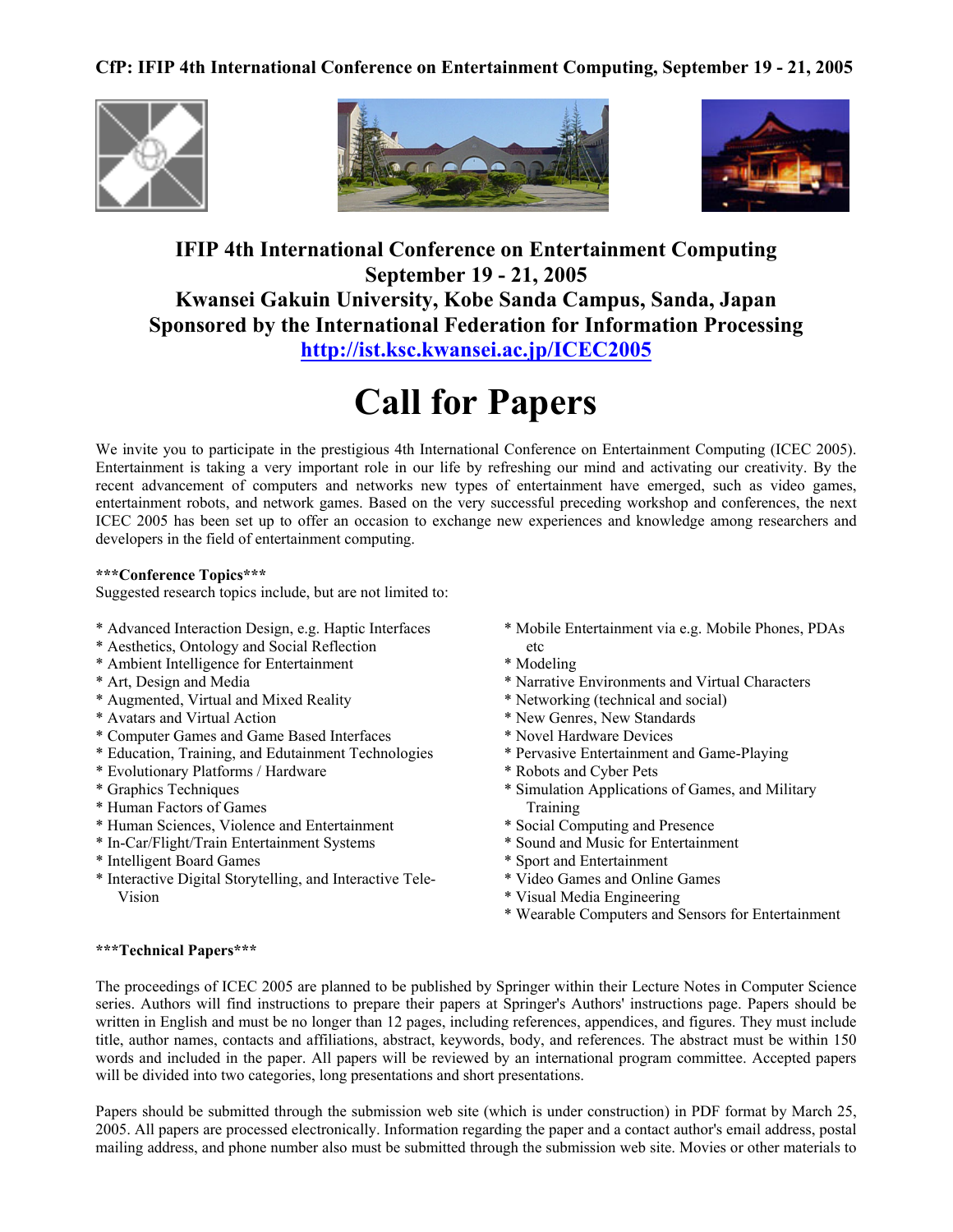**CfP: IFIP 4th International Conference on Entertainment Computing, September 19 - 21, 2005**

# IFIP 4th International Conference on Entertainment Computing
## September 19 - 21, 2005
## Kwansei Gakuin University, Kobe Sanda Campus, Sanda, Japan
## Sponsored by the International Federation for Information Processing
## http://ist.ksc.kwansei.ac.jp/ICEC2005

# Call for Papers

We invite you to participate in the prestigious 4th International Conference on Entertainment Computing (ICEC 2005). Entertainment is taking a very important role in our life by refreshing our mind and activating our creativity. By the recent advancement of computers and networks new types of entertainment have emerged, such as video games, entertainment robots, and network games. Based on the very successful preceding workshop and conferences, the next ICEC 2005 has been set up to offer an occasion to exchange new experiences and knowledge among researchers and developers in the field of entertainment computing.

**\*\*\*Conference Topics\*\*\***

Suggested research topics include, but are not limited to:

* Advanced Interaction Design, e.g. Haptic Interfaces
* Aesthetics, Ontology and Social Reflection
* Ambient Intelligence for Entertainment
* Art, Design and Media
* Augmented, Virtual and Mixed Reality
* Avatars and Virtual Action
* Computer Games and Game Based Interfaces
* Education, Training, and Edutainment Technologies
* Evolutionary Platforms / Hardware
* Graphics Techniques
* Human Factors of Games
* Human Sciences, Violence and Entertainment
* In-Car/Flight/Train Entertainment Systems
* Intelligent Board Games
* Interactive Digital Storytelling, and Interactive Tele-Vision
* Mobile Entertainment via e.g. Mobile Phones, PDAs etc
* Modeling
* Narrative Environments and Virtual Characters
* Networking (technical and social)
* New Genres, New Standards
* Novel Hardware Devices
* Pervasive Entertainment and Game-Playing
* Robots and Cyber Pets
* Simulation Applications of Games, and Military Training
* Social Computing and Presence
* Sound and Music for Entertainment
* Sport and Entertainment
* Video Games and Online Games
* Visual Media Engineering
* Wearable Computers and Sensors for Entertainment

**\*\*\*Technical Papers\*\*\***

The proceedings of ICEC 2005 are planned to be published by Springer within their Lecture Notes in Computer Science series. Authors will find instructions to prepare their papers at Springer's Authors' instructions page. Papers should be written in English and must be no longer than 12 pages, including references, appendices, and figures. They must include title, author names, contacts and affiliations, abstract, keywords, body, and references. The abstract must be within 150 words and included in the paper. All papers will be reviewed by an international program committee. Accepted papers will be divided into two categories, long presentations and short presentations.

Papers should be submitted through the submission web site (which is under construction) in PDF format by March 25, 2005. All papers are processed electronically. Information regarding the paper and a contact author's email address, postal mailing address, and phone number also must be submitted through the submission web site. Movies or other materials to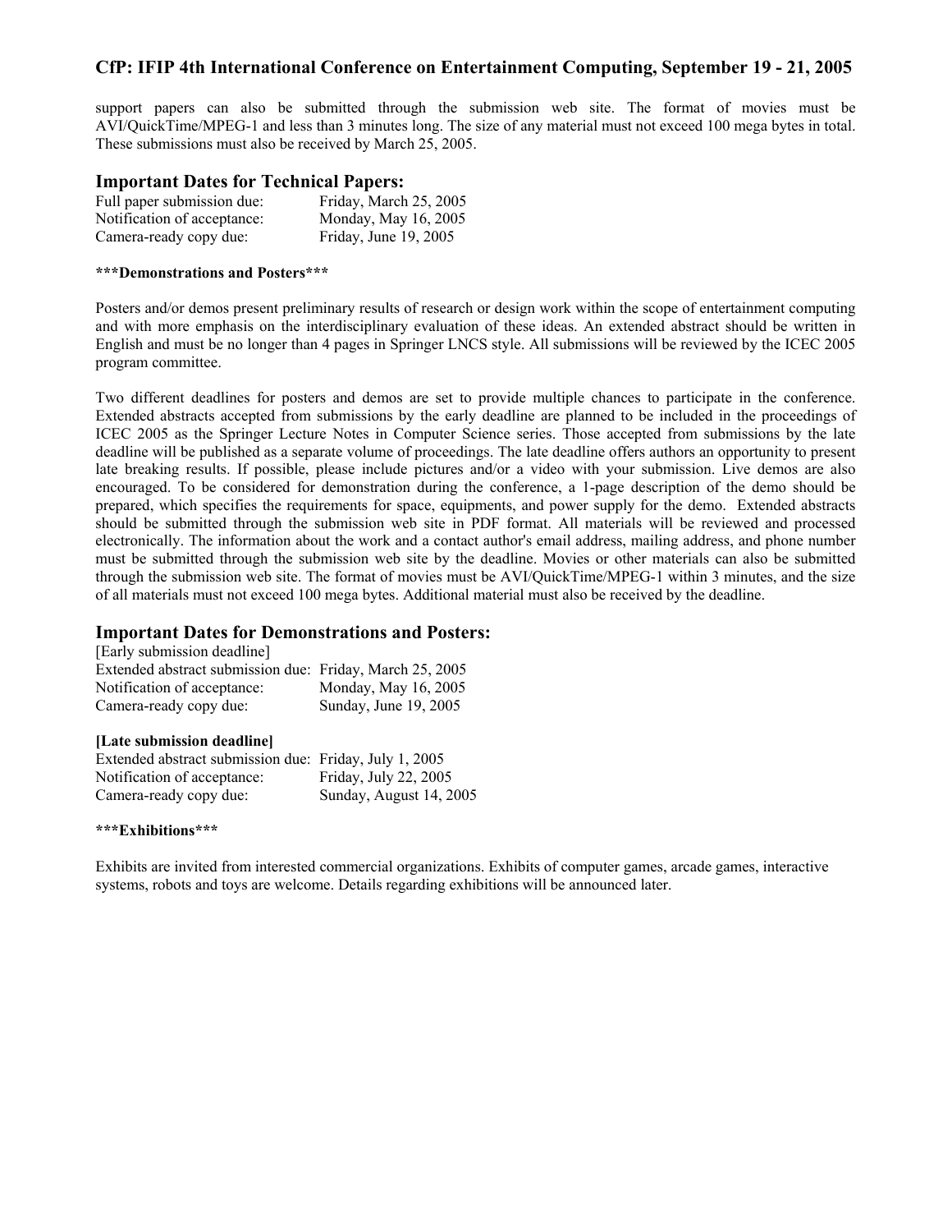support papers can also be submitted through the submission web site. The format of movies must be AVI/QuickTime/MPEG-1 and less than 3 minutes long. The size of any material must not exceed 100 mega bytes in total. These submissions must also be received by March 25, 2005.

## Important Dates for Technical Papers:

| | |
|---|---|
| Full paper submission due: | Friday, March 25, 2005 |
| Notification of acceptance: | Monday, May 16, 2005 |
| Camera-ready copy due: | Friday, June 19, 2005 |

**\*\*\*Demonstrations and Posters\*\*\***

Posters and/or demos present preliminary results of research or design work within the scope of entertainment computing and with more emphasis on the interdisciplinary evaluation of these ideas. An extended abstract should be written in English and must be no longer than 4 pages in Springer LNCS style. All submissions will be reviewed by the ICEC 2005 program committee.

Two different deadlines for posters and demos are set to provide multiple chances to participate in the conference. Extended abstracts accepted from submissions by the early deadline are planned to be included in the proceedings of ICEC 2005 as the Springer Lecture Notes in Computer Science series. Those accepted from submissions by the late deadline will be published as a separate volume of proceedings. The late deadline offers authors an opportunity to present late breaking results. If possible, please include pictures and/or a video with your submission. Live demos are also encouraged. To be considered for demonstration during the conference, a 1-page description of the demo should be prepared, which specifies the requirements for space, equipments, and power supply for the demo. Extended abstracts should be submitted through the submission web site in PDF format. All materials will be reviewed and processed electronically. The information about the work and a contact author's email address, mailing address, and phone number must be submitted through the submission web site by the deadline. Movies or other materials can also be submitted through the submission web site. The format of movies must be AVI/QuickTime/MPEG-1 within 3 minutes, and the size of all materials must not exceed 100 mega bytes. Additional material must also be received by the deadline.

## Important Dates for Demonstrations and Posters:

[Early submission deadline]

| | |
|---|---|
| Extended abstract submission due: | Friday, March 25, 2005 |
| Notification of acceptance: | Monday, May 16, 2005 |
| Camera-ready copy due: | Sunday, June 19, 2005 |

**[Late submission deadline]**

| | |
|---|---|
| Extended abstract submission due: | Friday, July 1, 2005 |
| Notification of acceptance: | Friday, July 22, 2005 |
| Camera-ready copy due: | Sunday, August 14, 2005 |

**\*\*\*Exhibitions\*\*\***

Exhibits are invited from interested commercial organizations. Exhibits of computer games, arcade games, interactive systems, robots and toys are welcome. Details regarding exhibitions will be announced later.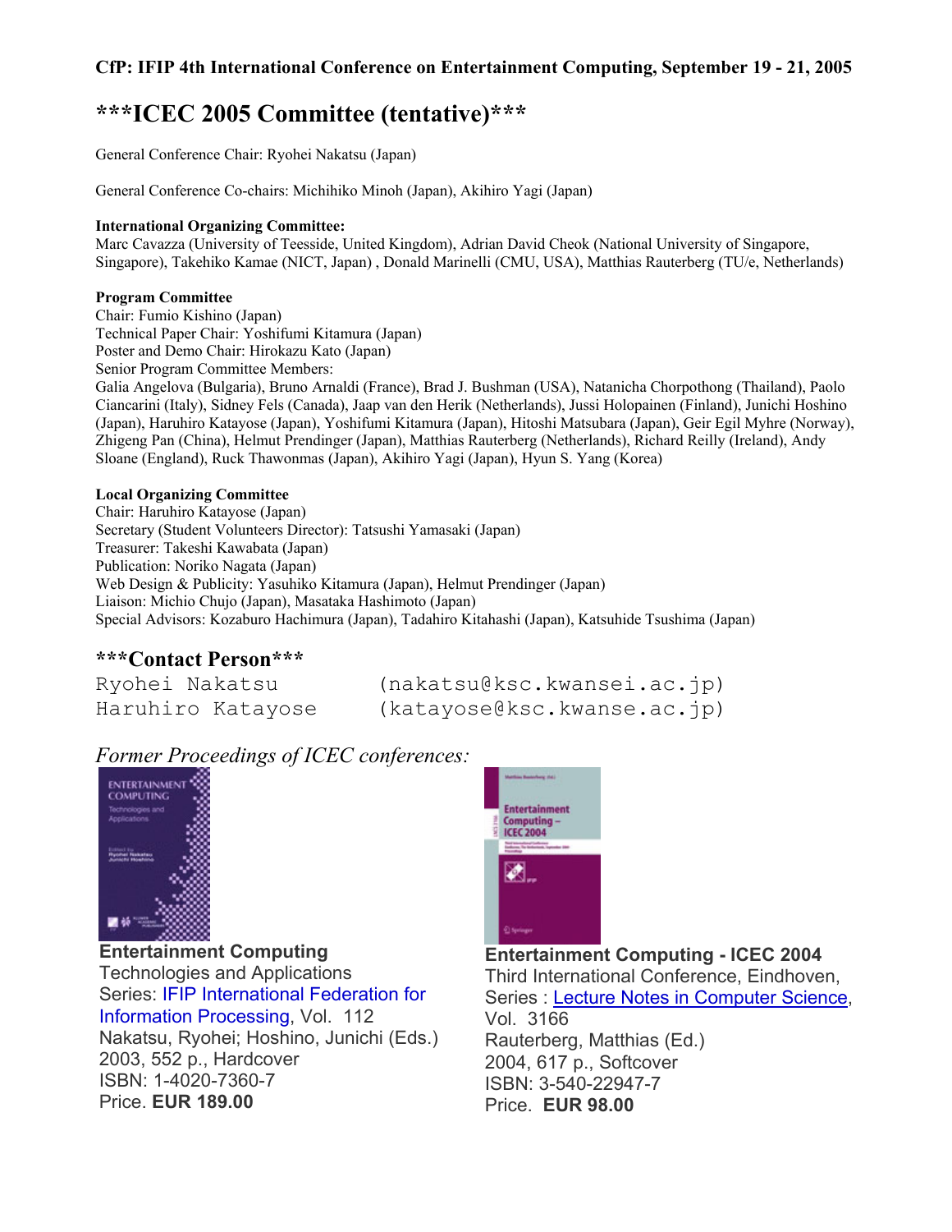**CfP: IFIP 4th International Conference on Entertainment Computing, September 19 - 21, 2005**

## ***ICEC 2005 Committee (tentative)***

General Conference Chair: Ryohei Nakatsu (Japan)

General Conference Co-chairs: Michihiko Minoh (Japan), Akihiro Yagi (Japan)

**International Organizing Committee:**
Marc Cavazza (University of Teesside, United Kingdom), Adrian David Cheok (National University of Singapore, Singapore), Takehiko Kamae (NICT, Japan) , Donald Marinelli (CMU, USA), Matthias Rauterberg (TU/e, Netherlands)

**Program Committee**
Chair: Fumio Kishino (Japan)
Technical Paper Chair: Yoshifumi Kitamura (Japan)
Poster and Demo Chair: Hirokazu Kato (Japan)
Senior Program Committee Members:
Galia Angelova (Bulgaria), Bruno Arnaldi (France), Brad J. Bushman (USA), Natanicha Chorpothong (Thailand), Paolo Ciancarini (Italy), Sidney Fels (Canada), Jaap van den Herik (Netherlands), Jussi Holopainen (Finland), Junichi Hoshino (Japan), Haruhiro Katayose (Japan), Yoshifumi Kitamura (Japan), Hitoshi Matsubara (Japan), Geir Egil Myhre (Norway), Zhigeng Pan (China), Helmut Prendinger (Japan), Matthias Rauterberg (Netherlands), Richard Reilly (Ireland), Andy Sloane (England), Ruck Thawonmas (Japan), Akihiro Yagi (Japan), Hyun S. Yang (Korea)

**Local Organizing Committee**
Chair: Haruhiro Katayose (Japan)
Secretary (Student Volunteers Director): Tatsushi Yamasaki (Japan)
Treasurer: Takeshi Kawabata (Japan)
Publication: Noriko Nagata (Japan)
Web Design & Publicity: Yasuhiko Kitamura (Japan), Helmut Prendinger (Japan)
Liaison: Michio Chujo (Japan), Masataka Hashimoto (Japan)
Special Advisors: Kozaburo Hachimura (Japan), Tadahiro Kitahashi (Japan), Katsuhide Tsushima (Japan)

## ***Contact Person***

```
Ryohei Nakatsu        (nakatsu@ksc.kwansei.ac.jp)
Haruhiro Katayose     (katayose@ksc.kwanse.ac.jp)
```

*Former Proceedings of ICEC conferences:*

**Entertainment Computing**
Technologies and Applications
Series: IFIP International Federation for Information Processing, Vol. 112
Nakatsu, Ryohei; Hoshino, Junichi (Eds.)
2003, 552 p., Hardcover
ISBN: 1-4020-7360-7
Price. **EUR 189.00**

**Entertainment Computing - ICEC 2004**
Third International Conference, Eindhoven,
Series : Lecture Notes in Computer Science, Vol. 3166
Rauterberg, Matthias (Ed.)
2004, 617 p., Softcover
ISBN: 3-540-22947-7
Price. **EUR 98.00**